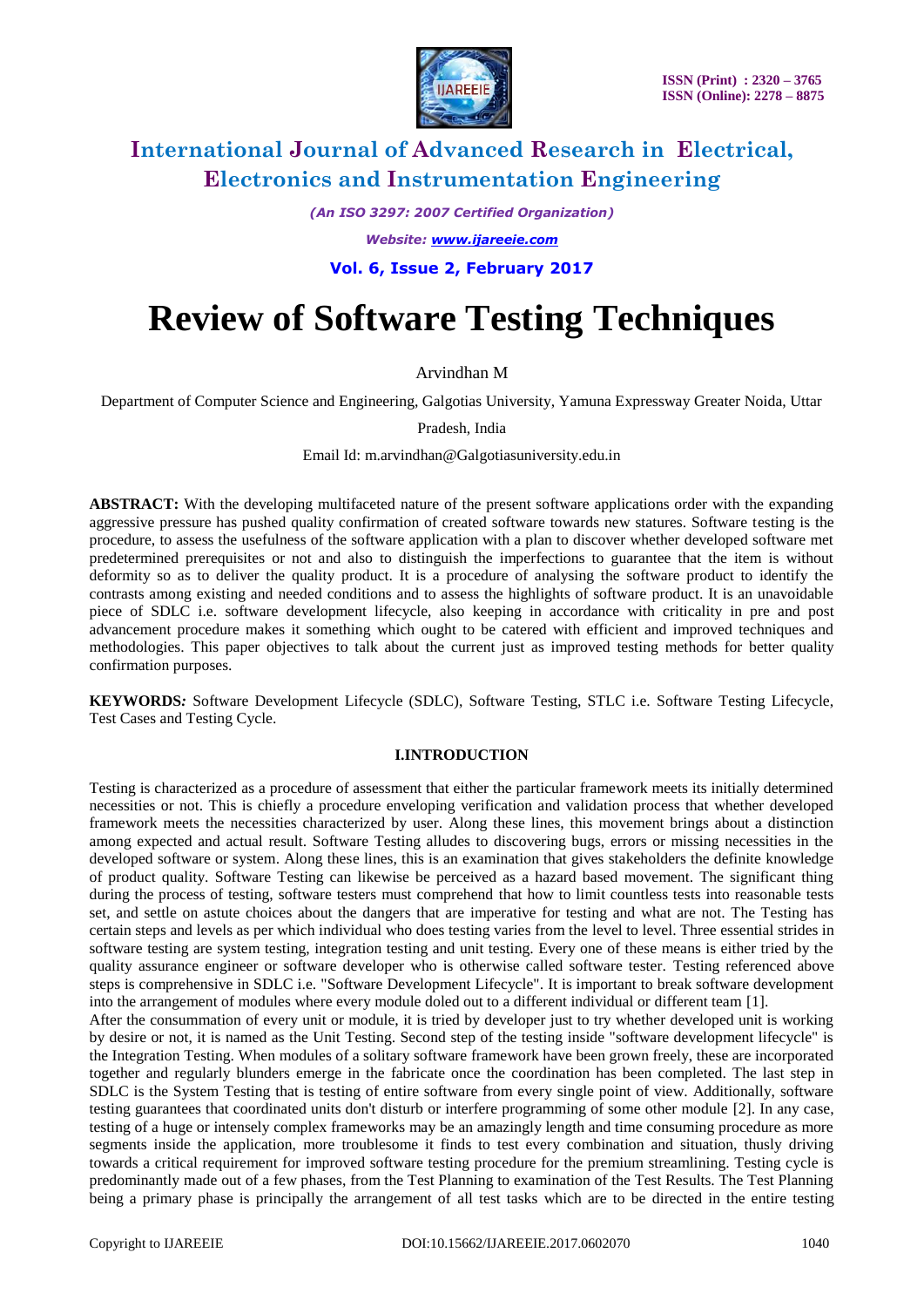# Review of Software Testing Techniques

Arvindhan M

Department of Computer Science and Engineering, Galgotias University, Yamuna Expressway Greater Noida, Uttar Pradesh, India

Email Id: m.arvindhan@Galgotiasuniversity.edu.in

**ABSTRACT:** With the developing multifaceted nature of the present software applications order with the expanding aggressive pressure has pushed quality confirmation of created software towards new statures. Software testing is the procedure, to assess the usefulness of the software application with a plan to discover whether developed software met predetermined prerequisites or not and also to distinguish the imperfections to guarantee that the item is without deformity so as to deliver the quality product. It is a procedure of analysing the software product to identify the contrasts among existing and needed conditions and to assess the highlights of software product. It is an unavoidable piece of SDLC i.e. software development lifecycle, also keeping in accordance with criticality in pre and post advancement procedure makes it something which ought to be catered with efficient and improved techniques and methodologies. This paper objectives to talk about the current just as improved testing methods for better quality confirmation purposes.

**KEYWORDS:** Software Development Lifecycle (SDLC), Software Testing, STLC i.e. Software Testing Lifecycle, Test Cases and Testing Cycle.

## I.INTRODUCTION

Testing is characterized as a procedure of assessment that either the particular framework meets its initially determined necessities or not. This is chiefly a procedure enveloping verification and validation process that whether developed framework meets the necessities characterized by user. Along these lines, this movement brings about a distinction among expected and actual result. Software Testing alludes to discovering bugs, errors or missing necessities in the developed software or system. Along these lines, this is an examination that gives stakeholders the definite knowledge of product quality. Software Testing can likewise be perceived as a hazard based movement. The significant thing during the process of testing, software testers must comprehend that how to limit countless tests into reasonable tests set, and settle on astute choices about the dangers that are imperative for testing and what are not. The Testing has certain steps and levels as per which individual who does testing varies from the level to level. Three essential strides in software testing are system testing, integration testing and unit testing. Every one of these means is either tried by the quality assurance engineer or software developer who is otherwise called software tester. Testing referenced above steps is comprehensive in SDLC i.e. "Software Development Lifecycle". It is important to break software development into the arrangement of modules where every module doled out to a different individual or different team [1].

After the consummation of every unit or module, it is tried by developer just to try whether developed unit is working by desire or not, it is named as the Unit Testing. Second step of the testing inside "software development lifecycle" is the Integration Testing. When modules of a solitary software framework have been grown freely, these are incorporated together and regularly blunders emerge in the fabricate once the coordination has been completed. The last step in SDLC is the System Testing that is testing of entire software from every single point of view. Additionally, software testing guarantees that coordinated units don't disturb or interfere programming of some other module [2]. In any case, testing of a huge or intensely complex frameworks may be an amazingly length and time consuming procedure as more segments inside the application, more troublesome it finds to test every combination and situation, thusly driving towards a critical requirement for improved software testing procedure for the premium streamlining. Testing cycle is predominantly made out of a few phases, from the Test Planning to examination of the Test Results. The Test Planning being a primary phase is principally the arrangement of all test tasks which are to be directed in the entire testing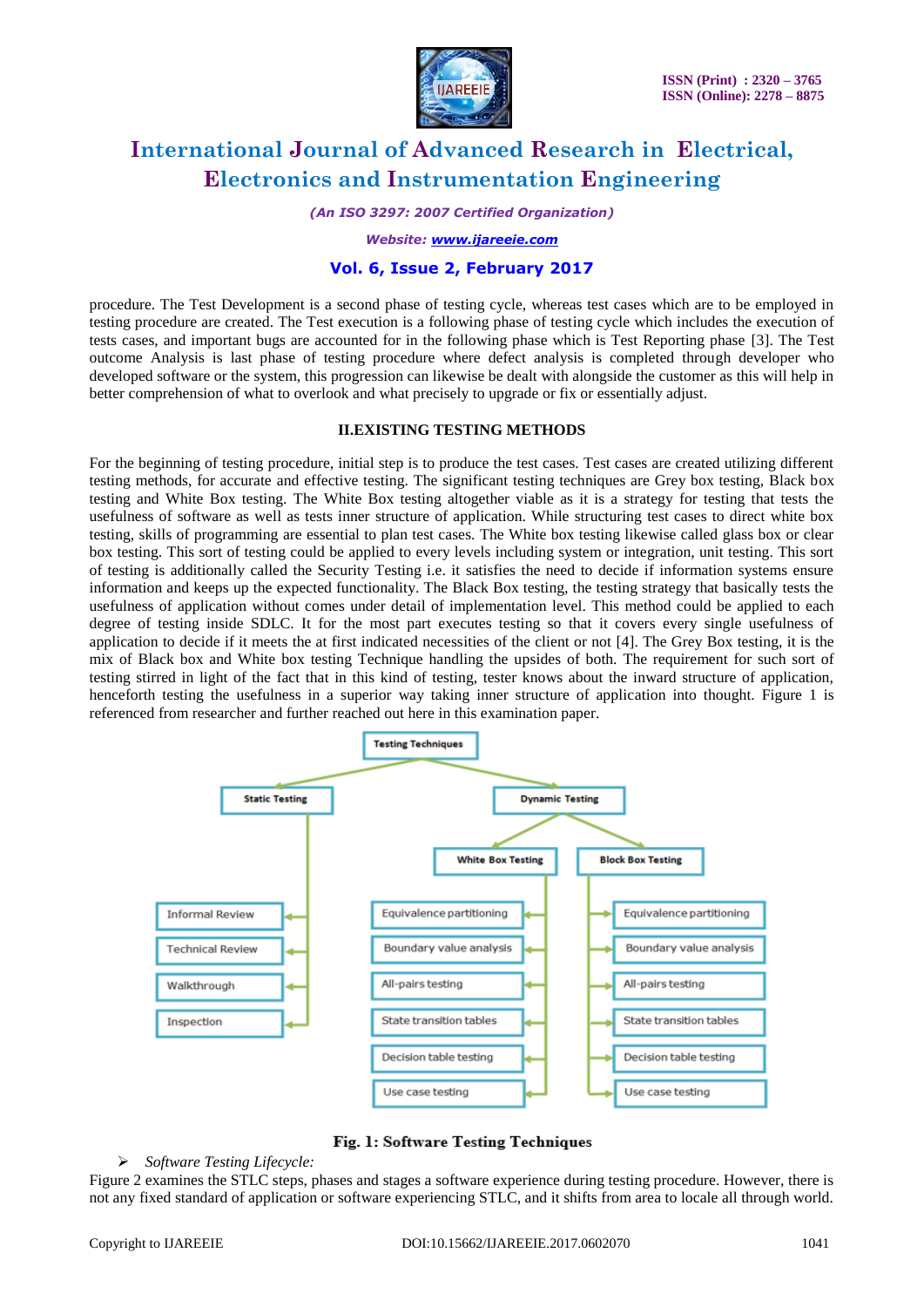procedure. The Test Development is a second phase of testing cycle, whereas test cases which are to be employed in testing procedure are created. The Test execution is a following phase of testing cycle which includes the execution of tests cases, and important bugs are accounted for in the following phase which is Test Reporting phase [3]. The Test outcome Analysis is last phase of testing procedure where defect analysis is completed through developer who developed software or the system, this progression can likewise be dealt with alongside the customer as this will help in better comprehension of what to overlook and what precisely to upgrade or fix or essentially adjust.

## II.EXISTING TESTING METHODS

For the beginning of testing procedure, initial step is to produce the test cases. Test cases are created utilizing different testing methods, for accurate and effective testing. The significant testing techniques are Grey box testing, Black box testing and White Box testing. The White Box testing altogether viable as it is a strategy for testing that tests the usefulness of software as well as tests inner structure of application. While structuring test cases to direct white box testing, skills of programming are essential to plan test cases. The White box testing likewise called glass box or clear box testing. This sort of testing could be applied to every levels including system or integration, unit testing. This sort of testing is additionally called the Security Testing i.e. it satisfies the need to decide if information systems ensure information and keeps up the expected functionality. The Black Box testing, the testing strategy that basically tests the usefulness of application without comes under detail of implementation level. This method could be applied to each degree of testing inside SDLC. It for the most part executes testing so that it covers every single usefulness of application to decide if it meets the at first indicated necessities of the client or not [4]. The Grey Box testing, it is the mix of Black box and White box testing Technique handling the upsides of both. The requirement for such sort of testing stirred in light of the fact that in this kind of testing, tester knows about the inward structure of application, henceforth testing the usefulness in a superior way taking inner structure of application into thought. Figure 1 is referenced from researcher and further reached out here in this examination paper.

- Testing Techniques
  - Static Testing
    - Informal Review
    - Technical Review
    - Walkthrough
    - Inspection
  - Dynamic Testing
    - White Box Testing
      - Equivalence partitioning
      - Boundary value analysis
      - All-pairs testing
      - State transition tables
      - Decision table testing
      - Use case testing
    - Block Box Testing
      - Equivalence partitioning
      - Boundary value analysis
      - All-pairs testing
      - State transition tables
      - Decision table testing
      - Use case testing

**Fig. 1: Software Testing Techniques**

- *Software Testing Lifecycle:*

Figure 2 examines the STLC steps, phases and stages a software experience during testing procedure. However, there is not any fixed standard of application or software experiencing STLC, and it shifts from area to locale all through world.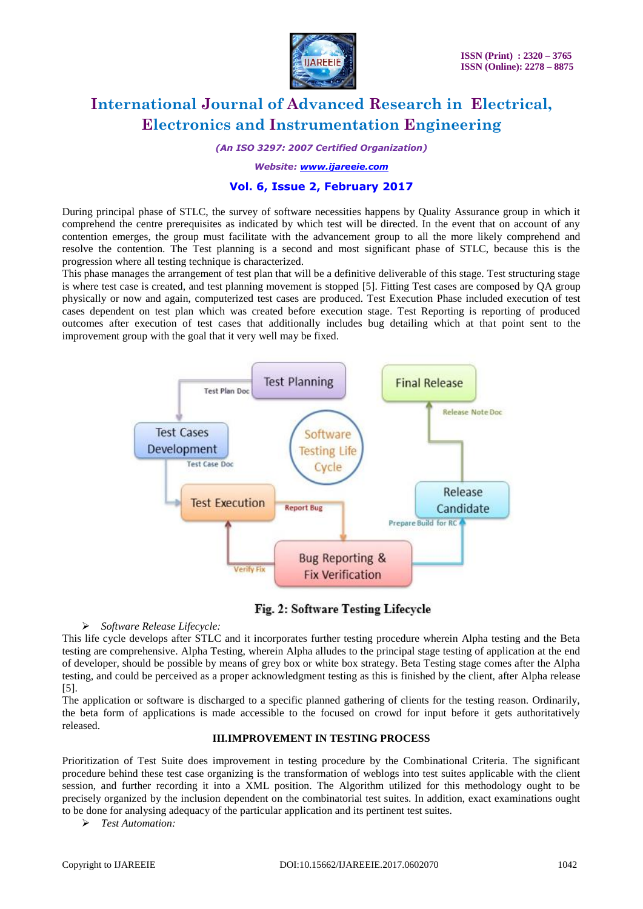During principal phase of STLC, the survey of software necessities happens by Quality Assurance group in which it comprehend the centre prerequisites as indicated by which test will be directed. In the event that on account of any contention emerges, the group must facilitate with the advancement group to all the more likely comprehend and resolve the contention. The Test planning is a second and most significant phase of STLC, because this is the progression where all testing technique is characterized.
This phase manages the arrangement of test plan that will be a definitive deliverable of this stage. Test structuring stage is where test case is created, and test planning movement is stopped [5]. Fitting Test cases are composed by QA group physically or now and again, computerized test cases are produced. Test Execution Phase included execution of test cases dependent on test plan which was created before execution stage. Test Reporting is reporting of produced outcomes after execution of test cases that additionally includes bug detailing which at that point sent to the improvement group with the goal that it very well may be fixed.

**Fig. 2: Software Testing Lifecycle**

- *Software Release Lifecycle:*

This life cycle develops after STLC and it incorporates further testing procedure wherein Alpha testing and the Beta testing are comprehensive. Alpha Testing, wherein Alpha alludes to the principal stage testing of application at the end of developer, should be possible by means of grey box or white box strategy. Beta Testing stage comes after the Alpha testing, and could be perceived as a proper acknowledgment testing as this is finished by the client, after Alpha release [5].
The application or software is discharged to a specific planned gathering of clients for the testing reason. Ordinarily, the beta form of applications is made accessible to the focused on crowd for input before it gets authoritatively released.

## III.IMPROVEMENT IN TESTING PROCESS

Prioritization of Test Suite does improvement in testing procedure by the Combinational Criteria. The significant procedure behind these test case organizing is the transformation of weblogs into test suites applicable with the client session, and further recording it into a XML position. The Algorithm utilized for this methodology ought to be precisely organized by the inclusion dependent on the combinatorial test suites. In addition, exact examinations ought to be done for analysing adequacy of the particular application and its pertinent test suites.

- *Test Automation:*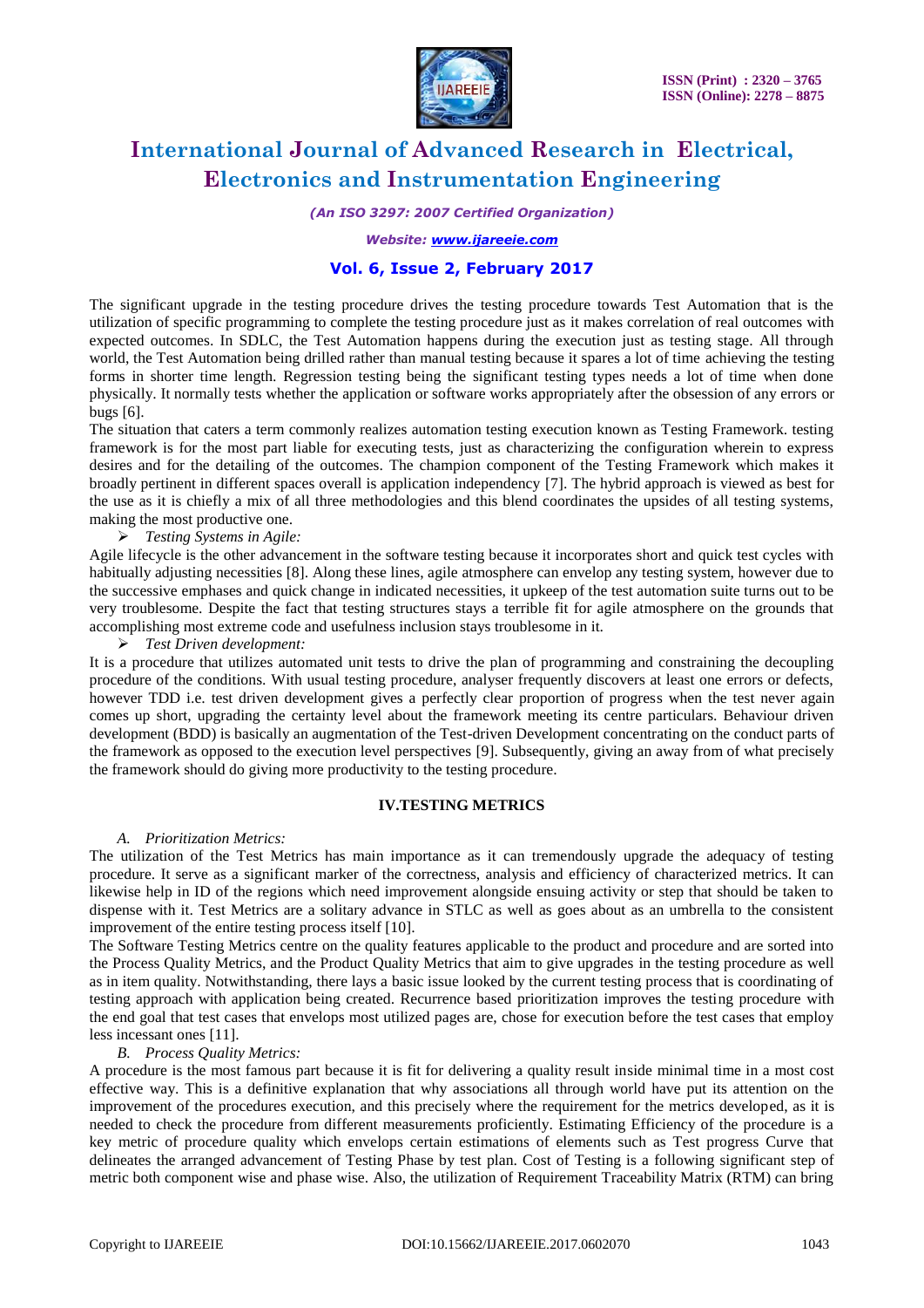The significant upgrade in the testing procedure drives the testing procedure towards Test Automation that is the utilization of specific programming to complete the testing procedure just as it makes correlation of real outcomes with expected outcomes. In SDLC, the Test Automation happens during the execution just as testing stage. All through world, the Test Automation being drilled rather than manual testing because it spares a lot of time achieving the testing forms in shorter time length. Regression testing being the significant testing types needs a lot of time when done physically. It normally tests whether the application or software works appropriately after the obsession of any errors or bugs [6].

The situation that caters a term commonly realizes automation testing execution known as Testing Framework. testing framework is for the most part liable for executing tests, just as characterizing the configuration wherein to express desires and for the detailing of the outcomes. The champion component of the Testing Framework which makes it broadly pertinent in different spaces overall is application independency [7]. The hybrid approach is viewed as best for the use as it is chiefly a mix of all three methodologies and this blend coordinates the upsides of all testing systems, making the most productive one.

- *Testing Systems in Agile:*

Agile lifecycle is the other advancement in the software testing because it incorporates short and quick test cycles with habitually adjusting necessities [8]. Along these lines, agile atmosphere can envelop any testing system, however due to the successive emphases and quick change in indicated necessities, it upkeep of the test automation suite turns out to be very troublesome. Despite the fact that testing structures stays a terrible fit for agile atmosphere on the grounds that accomplishing most extreme code and usefulness inclusion stays troublesome in it.

- *Test Driven development:*

It is a procedure that utilizes automated unit tests to drive the plan of programming and constraining the decoupling procedure of the conditions. With usual testing procedure, analyser frequently discovers at least one errors or defects, however TDD i.e. test driven development gives a perfectly clear proportion of progress when the test never again comes up short, upgrading the certainty level about the framework meeting its centre particulars. Behaviour driven development (BDD) is basically an augmentation of the Test-driven Development concentrating on the conduct parts of the framework as opposed to the execution level perspectives [9]. Subsequently, giving an away from of what precisely the framework should do giving more productivity to the testing procedure.

## IV.TESTING METRICS

### *A. Prioritization Metrics:*

The utilization of the Test Metrics has main importance as it can tremendously upgrade the adequacy of testing procedure. It serve as a significant marker of the correctness, analysis and efficiency of characterized metrics. It can likewise help in ID of the regions which need improvement alongside ensuing activity or step that should be taken to dispense with it. Test Metrics are a solitary advance in STLC as well as goes about as an umbrella to the consistent improvement of the entire testing process itself [10].

The Software Testing Metrics centre on the quality features applicable to the product and procedure and are sorted into the Process Quality Metrics, and the Product Quality Metrics that aim to give upgrades in the testing procedure as well as in item quality. Notwithstanding, there lays a basic issue looked by the current testing process that is coordinating of testing approach with application being created. Recurrence based prioritization improves the testing procedure with the end goal that test cases that envelops most utilized pages are, chose for execution before the test cases that employ less incessant ones [11].

### *B. Process Quality Metrics:*

A procedure is the most famous part because it is fit for delivering a quality result inside minimal time in a most cost effective way. This is a definitive explanation that why associations all through world have put its attention on the improvement of the procedures execution, and this precisely where the requirement for the metrics developed, as it is needed to check the procedure from different measurements proficiently. Estimating Efficiency of the procedure is a key metric of procedure quality which envelops certain estimations of elements such as Test progress Curve that delineates the arranged advancement of Testing Phase by test plan. Cost of Testing is a following significant step of metric both component wise and phase wise. Also, the utilization of Requirement Traceability Matrix (RTM) can bring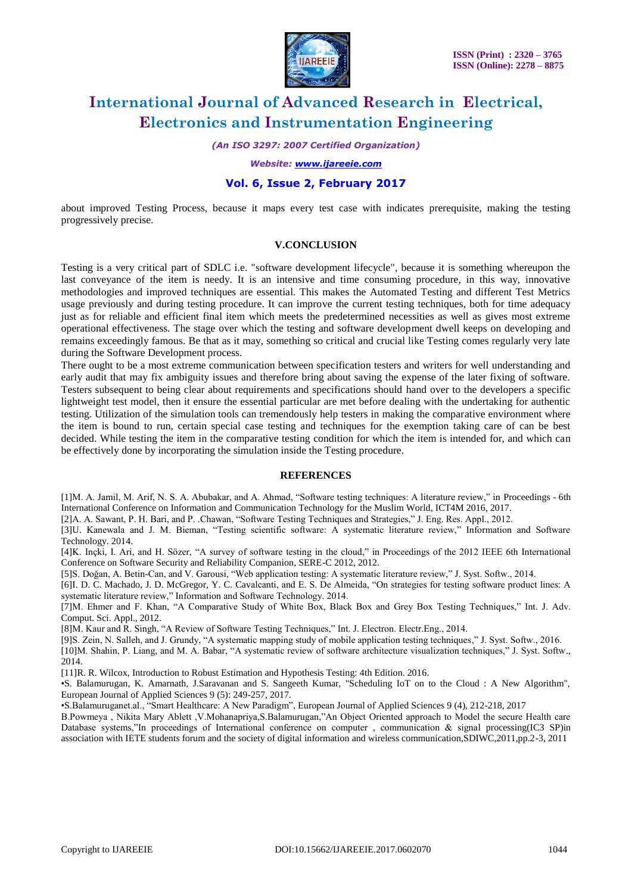about improved Testing Process, because it maps every test case with indicates prerequisite, making the testing progressively precise.

## V.CONCLUSION

Testing is a very critical part of SDLC i.e. "software development lifecycle", because it is something whereupon the last conveyance of the item is needy. It is an intensive and time consuming procedure, in this way, innovative methodologies and improved techniques are essential. This makes the Automated Testing and different Test Metrics usage previously and during testing procedure. It can improve the current testing techniques, both for time adequacy just as for reliable and efficient final item which meets the predetermined necessities as well as gives most extreme operational effectiveness. The stage over which the testing and software development dwell keeps on developing and remains exceedingly famous. Be that as it may, something so critical and crucial like Testing comes regularly very late during the Software Development process.

There ought to be a most extreme communication between specification testers and writers for well understanding and early audit that may fix ambiguity issues and therefore bring about saving the expense of the later fixing of software. Testers subsequent to being clear about requirements and specifications should hand over to the developers a specific lightweight test model, then it ensure the essential particular are met before dealing with the undertaking for authentic testing. Utilization of the simulation tools can tremendously help testers in making the comparative environment where the item is bound to run, certain special case testing and techniques for the exemption taking care of can be best decided. While testing the item in the comparative testing condition for which the item is intended for, and which can be effectively done by incorporating the simulation inside the Testing procedure.

## REFERENCES

[1]M. A. Jamil, M. Arif, N. S. A. Abubakar, and A. Ahmad, "Software testing techniques: A literature review," in Proceedings - 6th International Conference on Information and Communication Technology for the Muslim World, ICT4M 2016, 2017.

[2]A. A. Sawant, P. H. Bari, and P. .Chawan, "Software Testing Techniques and Strategies," J. Eng. Res. Appl., 2012.

[3]U. Kanewala and J. M. Bieman, "Testing scientific software: A systematic literature review," Information and Software Technology. 2014.

[4]K. Inçki, I. Ari, and H. Sözer, "A survey of software testing in the cloud," in Proceedings of the 2012 IEEE 6th International Conference on Software Security and Reliability Companion, SERE-C 2012, 2012.

[5]S. Doğan, A. Betin-Can, and V. Garousi, "Web application testing: A systematic literature review," J. Syst. Softw., 2014.

[6]I. D. C. Machado, J. D. McGregor, Y. C. Cavalcanti, and E. S. De Almeida, "On strategies for testing software product lines: A systematic literature review," Information and Software Technology. 2014.

[7]M. Ehmer and F. Khan, "A Comparative Study of White Box, Black Box and Grey Box Testing Techniques," Int. J. Adv. Comput. Sci. Appl., 2012.

[8]M. Kaur and R. Singh, "A Review of Software Testing Techniques," Int. J. Electron. Electr.Eng., 2014.

[9]S. Zein, N. Salleh, and J. Grundy, "A systematic mapping study of mobile application testing techniques," J. Syst. Softw., 2016.

[10]M. Shahin, P. Liang, and M. A. Babar, "A systematic review of software architecture visualization techniques," J. Syst. Softw., 2014.

[11]R. R. Wilcox, Introduction to Robust Estimation and Hypothesis Testing: 4th Edition. 2016.

•S. Balamurugan, K. Amarnath, J.Saravanan and S. Sangeeth Kumar, "Scheduling IoT on to the Cloud : A New Algorithm", European Journal of Applied Sciences 9 (5): 249-257, 2017.

•S.Balamuruganet.al., "Smart Healthcare: A New Paradigm", European Journal of Applied Sciences 9 (4), 212-218, 2017

B.Powmeya , Nikita Mary Ablett ,V.Mohanapriya,S.Balamurugan,"An Object Oriented approach to Model the secure Health care Database systems,"In proceedings of International conference on computer , communication & signal processing(IC3 SP)in association with IETE students forum and the society of digital information and wireless communication,SDIWC,2011,pp.2-3, 2011